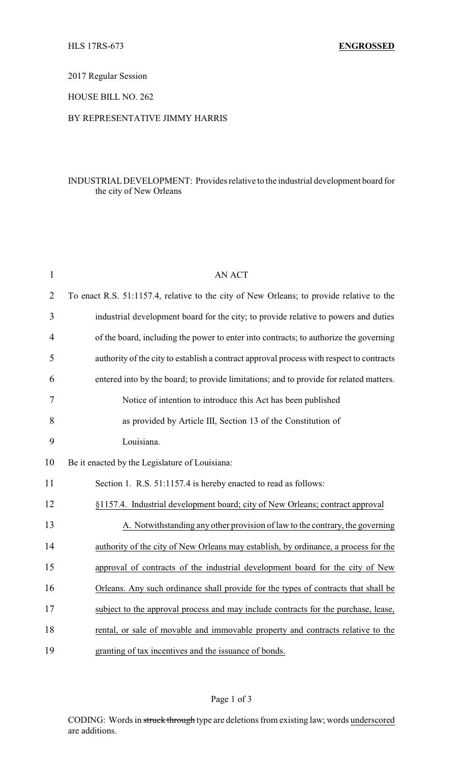HLS 17RS-673 **ENGROSSED**

2017 Regular Session

HOUSE BILL NO. 262

BY REPRESENTATIVE JIMMY HARRIS

INDUSTRIAL DEVELOPMENT: Provides relative to the industrial development board for the city of New Orleans

AN ACT

To enact R.S. 51:1157.4, relative to the city of New Orleans; to provide relative to the industrial development board for the city; to provide relative to powers and duties of the board, including the power to enter into contracts; to authorize the governing authority of the city to establish a contract approval process with respect to contracts entered into by the board; to provide limitations; and to provide for related matters.

Notice of intention to introduce this Act has been published as provided by Article III, Section 13 of the Constitution of Louisiana.

Be it enacted by the Legislature of Louisiana:

Section 1. R.S. 51:1157.4 is hereby enacted to read as follows:

§1157.4. Industrial development board; city of New Orleans; contract approval

A. Notwithstanding any other provision of law to the contrary, the governing authority of the city of New Orleans may establish, by ordinance, a process for the approval of contracts of the industrial development board for the city of New Orleans. Any such ordinance shall provide for the types of contracts that shall be subject to the approval process and may include contracts for the purchase, lease, rental, or sale of movable and immovable property and contracts relative to the granting of tax incentives and the issuance of bonds.

CODING: Words in ~~struck through~~ type are deletions from existing law; words underscored are additions.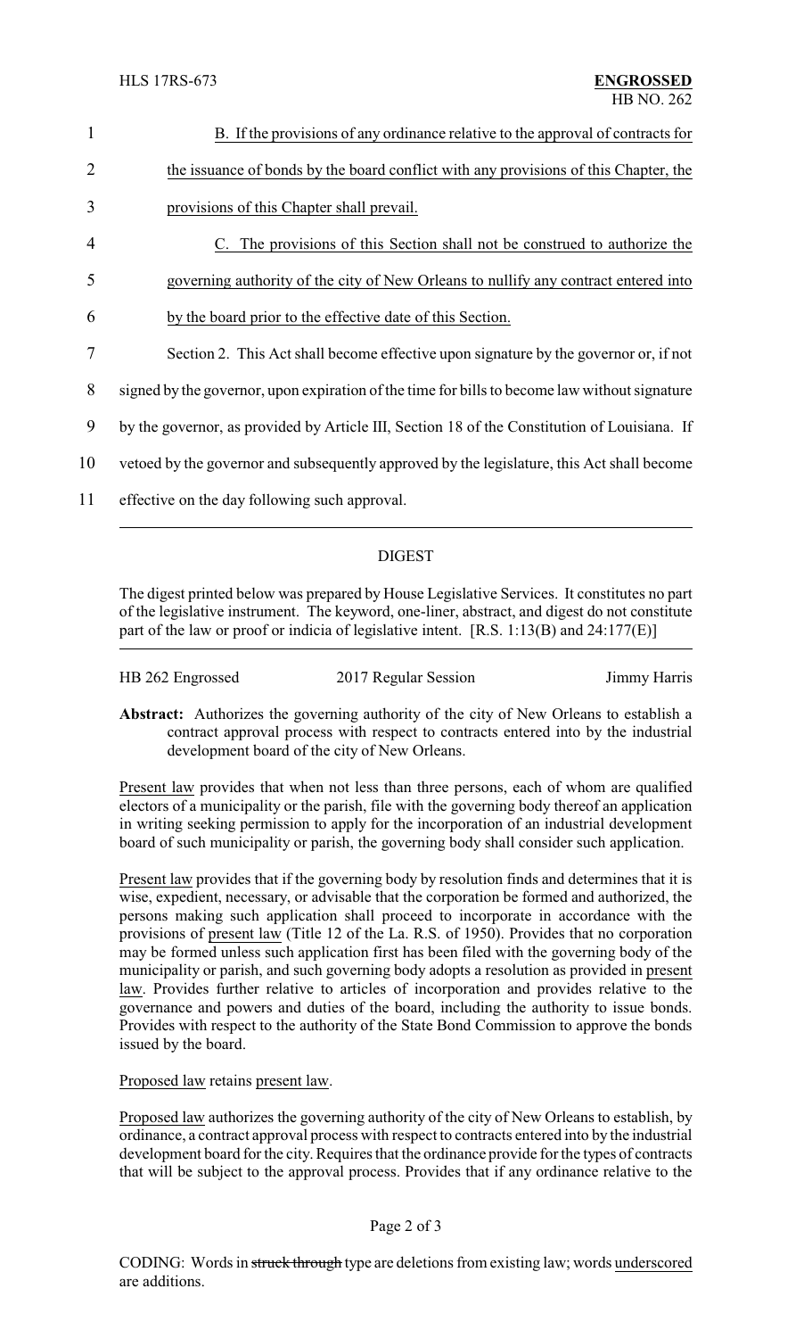B. If the provisions of any ordinance relative to the approval of contracts for the issuance of bonds by the board conflict with any provisions of this Chapter, the provisions of this Chapter shall prevail.

C. The provisions of this Section shall not be construed to authorize the governing authority of the city of New Orleans to nullify any contract entered into by the board prior to the effective date of this Section.

Section 2. This Act shall become effective upon signature by the governor or, if not signed by the governor, upon expiration of the time for bills to become law without signature by the governor, as provided by Article III, Section 18 of the Constitution of Louisiana. If vetoed by the governor and subsequently approved by the legislature, this Act shall become effective on the day following such approval.

---

## DIGEST

The digest printed below was prepared by House Legislative Services. It constitutes no part of the legislative instrument. The keyword, one-liner, abstract, and digest do not constitute part of the law or proof or indicia of legislative intent. [R.S. 1:13(B) and 24:177(E)]

| HB 262 Engrossed | 2017 Regular Session | Jimmy Harris |
|---|---|---|

**Abstract:** Authorizes the governing authority of the city of New Orleans to establish a contract approval process with respect to contracts entered into by the industrial development board of the city of New Orleans.

Present law provides that when not less than three persons, each of whom are qualified electors of a municipality or the parish, file with the governing body thereof an application in writing seeking permission to apply for the incorporation of an industrial development board of such municipality or parish, the governing body shall consider such application.

Present law provides that if the governing body by resolution finds and determines that it is wise, expedient, necessary, or advisable that the corporation be formed and authorized, the persons making such application shall proceed to incorporate in accordance with the provisions of present law (Title 12 of the La. R.S. of 1950). Provides that no corporation may be formed unless such application first has been filed with the governing body of the municipality or parish, and such governing body adopts a resolution as provided in present law. Provides further relative to articles of incorporation and provides relative to the governance and powers and duties of the board, including the authority to issue bonds. Provides with respect to the authority of the State Bond Commission to approve the bonds issued by the board.

Proposed law retains present law.

Proposed law authorizes the governing authority of the city of New Orleans to establish, by ordinance, a contract approval process with respect to contracts entered into by the industrial development board for the city. Requires that the ordinance provide for the types of contracts that will be subject to the approval process. Provides that if any ordinance relative to the

CODING: Words in ~~struck through~~ type are deletions from existing law; words underscored are additions.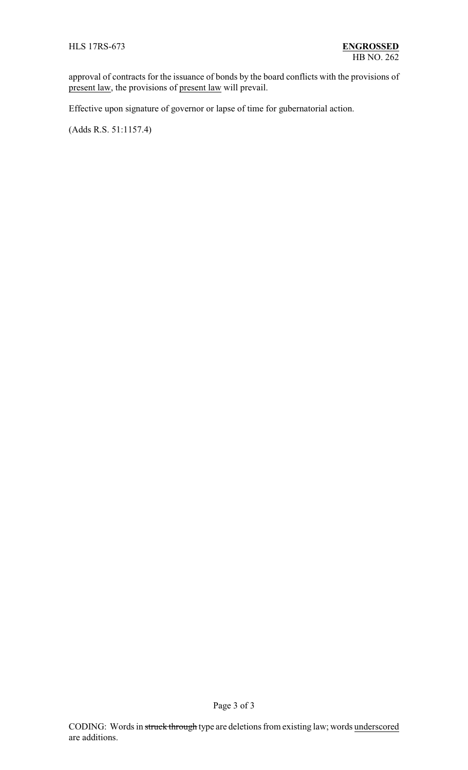approval of contracts for the issuance of bonds by the board conflicts with the provisions of present law, the provisions of present law will prevail.

Effective upon signature of governor or lapse of time for gubernatorial action.

(Adds R.S. 51:1157.4)

CODING: Words in ~~struck through~~ type are deletions from existing law; words underscored are additions.